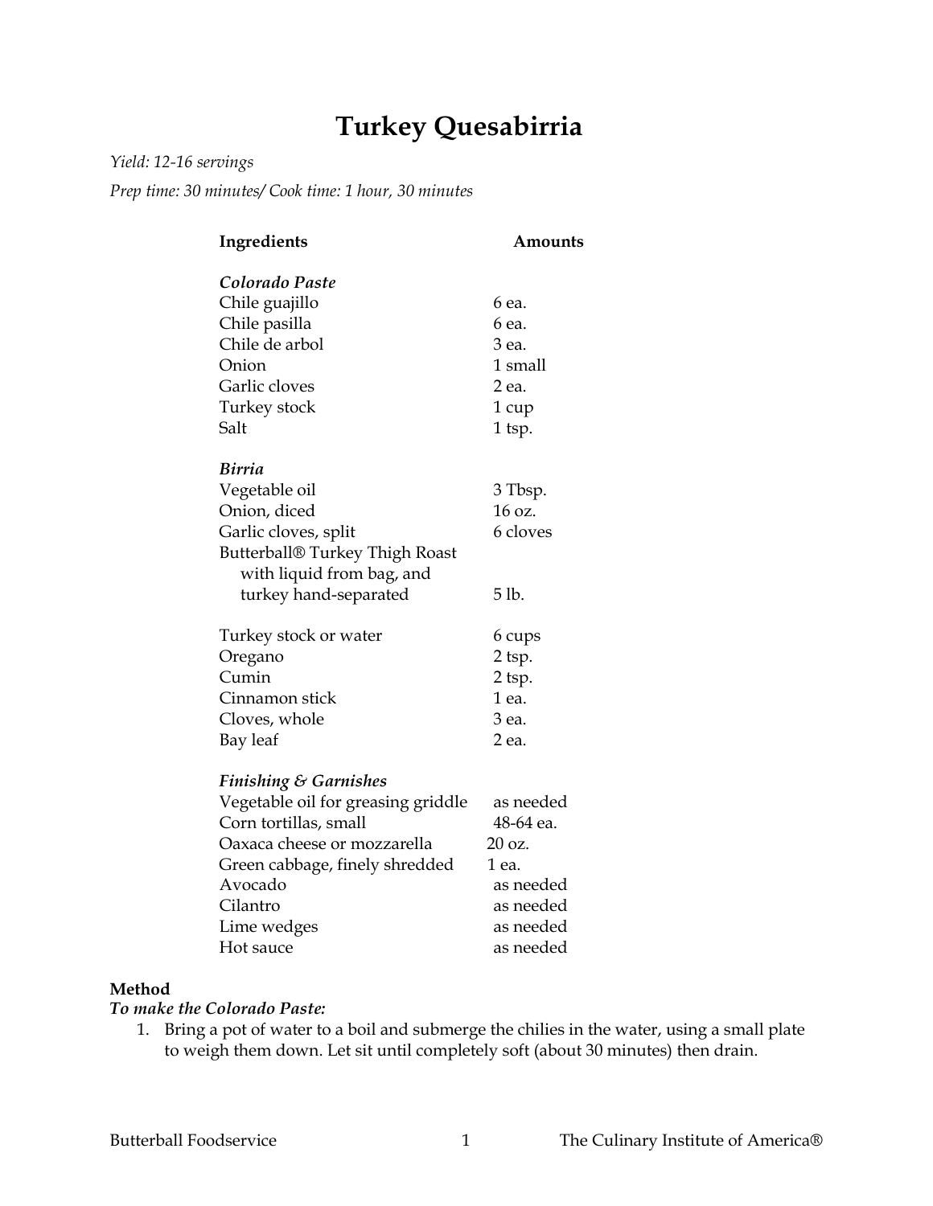# Turkey Quesabirria

*Yield: 12-16 servings*

*Prep time: 30 minutes/ Cook time: 1 hour, 30 minutes*

| Ingredients | Amounts |
| --- | --- |
| ***Colorado Paste*** | |
| Chile guajillo | 6 ea. |
| Chile pasilla | 6 ea. |
| Chile de arbol | 3 ea. |
| Onion | 1 small |
| Garlic cloves | 2 ea. |
| Turkey stock | 1 cup |
| Salt | 1 tsp. |
| ***Birria*** | |
| Vegetable oil | 3 Tbsp. |
| Onion, diced | 16 oz. |
| Garlic cloves, split | 6 cloves |
| Butterball® Turkey Thigh Roast with liquid from bag, and turkey hand-separated | 5 lb. |
| Turkey stock or water | 6 cups |
| Oregano | 2 tsp. |
| Cumin | 2 tsp. |
| Cinnamon stick | 1 ea. |
| Cloves, whole | 3 ea. |
| Bay leaf | 2 ea. |
| ***Finishing & Garnishes*** | |
| Vegetable oil for greasing griddle | as needed |
| Corn tortillas, small | 48-64 ea. |
| Oaxaca cheese or mozzarella | 20 oz. |
| Green cabbage, finely shredded | 1 ea. |
| Avocado | as needed |
| Cilantro | as needed |
| Lime wedges | as needed |
| Hot sauce | as needed |

**Method**

***To make the Colorado Paste:***

1. Bring a pot of water to a boil and submerge the chilies in the water, using a small plate to weigh them down. Let sit until completely soft (about 30 minutes) then drain.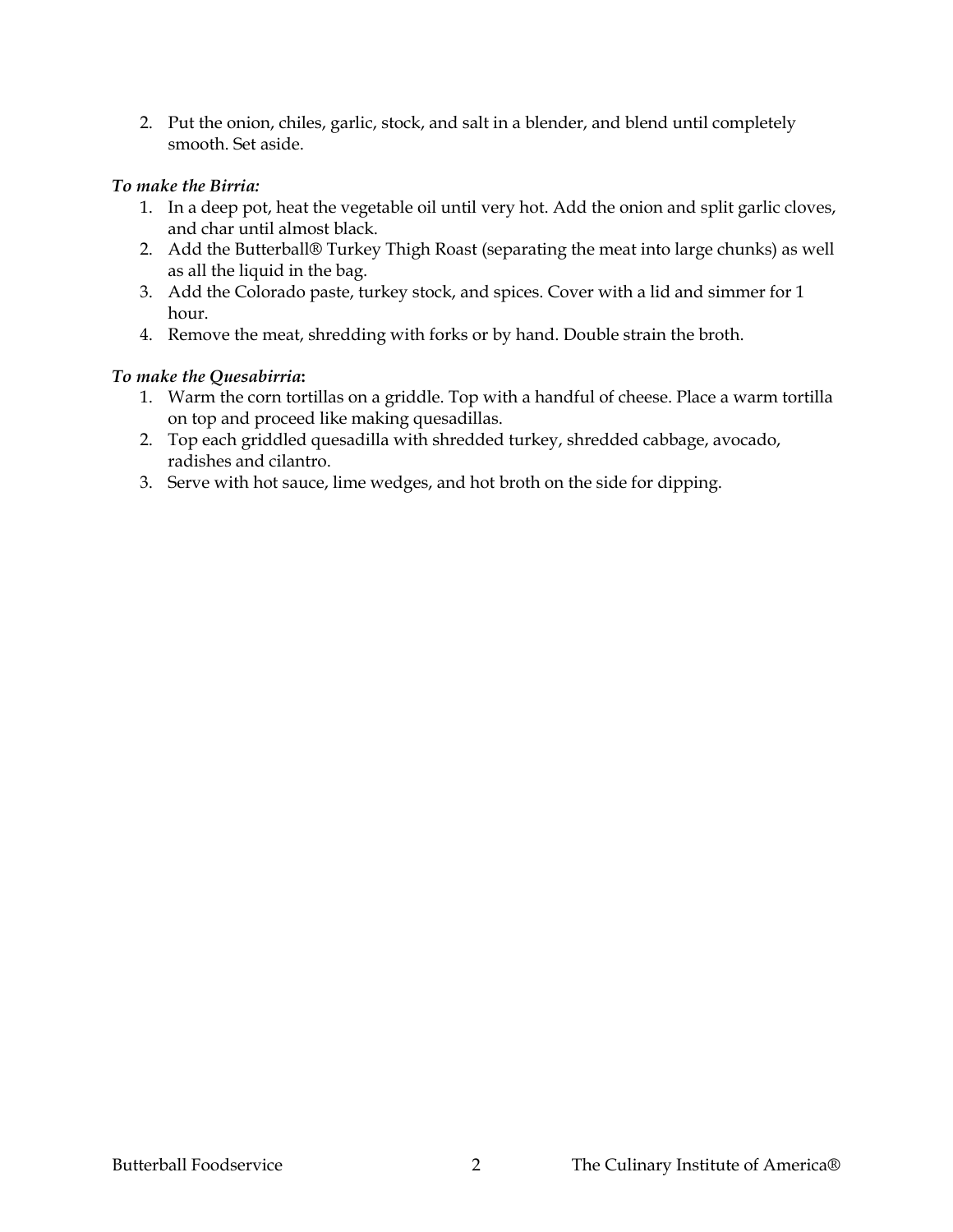2. Put the onion, chiles, garlic, stock, and salt in a blender, and blend until completely smooth. Set aside.

*To make the Birria:*

1. In a deep pot, heat the vegetable oil until very hot. Add the onion and split garlic cloves, and char until almost black.
2. Add the Butterball® Turkey Thigh Roast (separating the meat into large chunks) as well as all the liquid in the bag.
3. Add the Colorado paste, turkey stock, and spices. Cover with a lid and simmer for 1 hour.
4. Remove the meat, shredding with forks or by hand. Double strain the broth.

*To make the Quesabirria:*

1. Warm the corn tortillas on a griddle. Top with a handful of cheese. Place a warm tortilla on top and proceed like making quesadillas.
2. Top each griddled quesadilla with shredded turkey, shredded cabbage, avocado, radishes and cilantro.
3. Serve with hot sauce, lime wedges, and hot broth on the side for dipping.